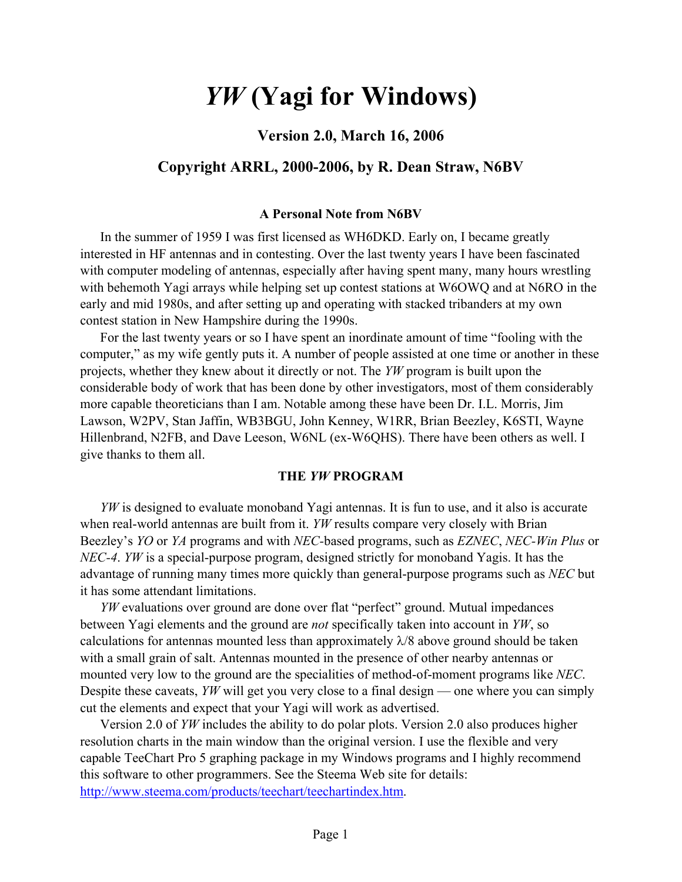# *YW* (Yagi for Windows)

### Version 2.0, March 16, 2006

### Copyright ARRL, 2000-2006, by R. Dean Straw, N6BV

#### A Personal Note from N6BV

In the summer of 1959 I was first licensed as WH6DKD. Early on, I became greatly interested in HF antennas and in contesting. Over the last twenty years I have been fascinated with computer modeling of antennas, especially after having spent many, many hours wrestling with behemoth Yagi arrays while helping set up contest stations at W6OWQ and at N6RO in the early and mid 1980s, and after setting up and operating with stacked tribanders at my own contest station in New Hampshire during the 1990s.

For the last twenty years or so I have spent an inordinate amount of time "fooling with the computer," as my wife gently puts it. A number of people assisted at one time or another in these projects, whether they knew about it directly or not. The *YW* program is built upon the considerable body of work that has been done by other investigators, most of them considerably more capable theoreticians than I am. Notable among these have been Dr. I.L. Morris, Jim Lawson, W2PV, Stan Jaffin, WB3BGU, John Kenney, W1RR, Brian Beezley, K6STI, Wayne Hillenbrand, N2FB, and Dave Leeson, W6NL (ex-W6QHS). There have been others as well. I give thanks to them all.

#### THE *YW* PROGRAM

*YW* is designed to evaluate monoband Yagi antennas. It is fun to use, and it also is accurate when real-world antennas are built from it. *YW* results compare very closely with Brian Beezley's *YO* or *YA* programs and with *NEC*-based programs, such as *EZNEC*, *NEC-Win Plus* or *NEC-4*. *YW* is a special-purpose program, designed strictly for monoband Yagis. It has the advantage of running many times more quickly than general-purpose programs such as *NEC* but it has some attendant limitations.

*YW* evaluations over ground are done over flat "perfect" ground. Mutual impedances between Yagi elements and the ground are *not* specifically taken into account in *YW*, so calculations for antennas mounted less than approximately $\lambda/8$ above ground should be taken with a small grain of salt. Antennas mounted in the presence of other nearby antennas or mounted very low to the ground are the specialities of method-of-moment programs like *NEC*. Despite these caveats, *YW* will get you very close to a final design — one where you can simply cut the elements and expect that your Yagi will work as advertised.

Version 2.0 of *YW* includes the ability to do polar plots. Version 2.0 also produces higher resolution charts in the main window than the original version. I use the flexible and very capable TeeChart Pro 5 graphing package in my Windows programs and I highly recommend this software to other programmers. See the Steema Web site for details: http://www.steema.com/products/teechart/teechartindex.htm.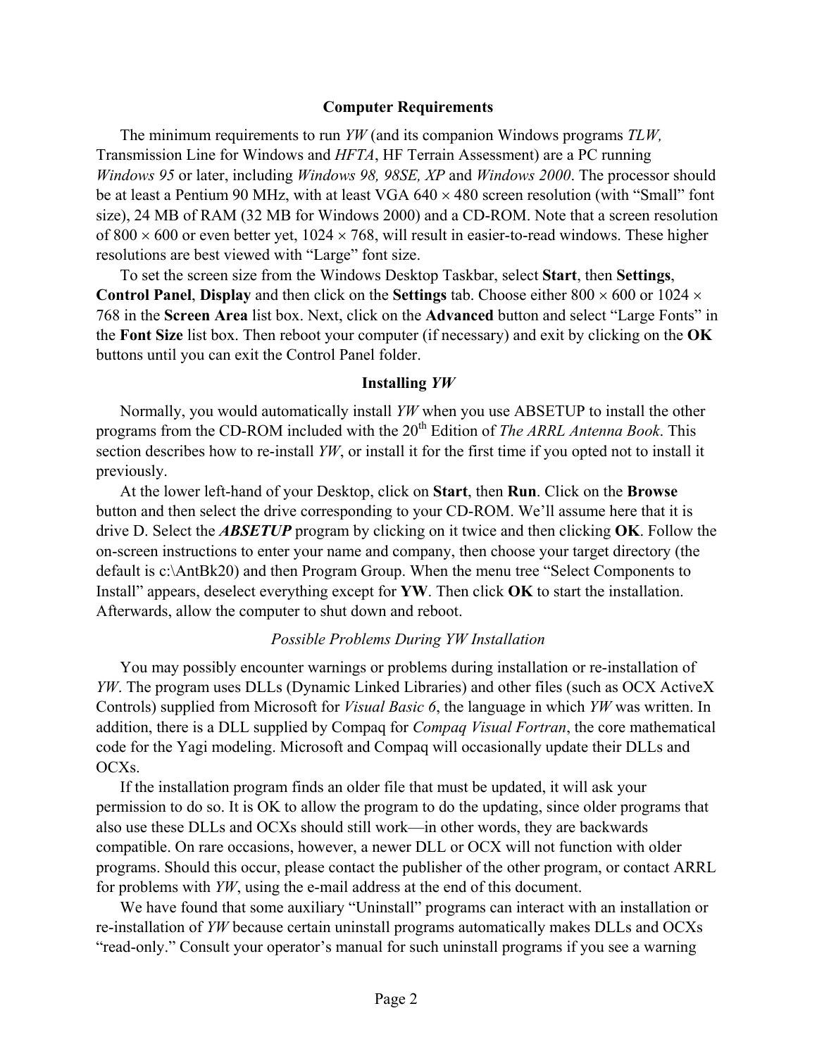## Computer Requirements

The minimum requirements to run *YW* (and its companion Windows programs *TLW,* Transmission Line for Windows and *HFTA*, HF Terrain Assessment) are a PC running *Windows 95* or later, including *Windows 98, 98SE, XP* and *Windows 2000*. The processor should be at least a Pentium 90 MHz, with at least VGA 640 × 480 screen resolution (with "Small" font size), 24 MB of RAM (32 MB for Windows 2000) and a CD-ROM. Note that a screen resolution of 800 × 600 or even better yet, 1024 × 768, will result in easier-to-read windows. These higher resolutions are best viewed with "Large" font size.

To set the screen size from the Windows Desktop Taskbar, select **Start**, then **Settings**, **Control Panel**, **Display** and then click on the **Settings** tab. Choose either 800 × 600 or 1024 × 768 in the **Screen Area** list box. Next, click on the **Advanced** button and select "Large Fonts" in the **Font Size** list box. Then reboot your computer (if necessary) and exit by clicking on the **OK** buttons until you can exit the Control Panel folder.

## Installing *YW*

Normally, you would automatically install *YW* when you use ABSETUP to install the other programs from the CD-ROM included with the 20th Edition of *The ARRL Antenna Book*. This section describes how to re-install *YW*, or install it for the first time if you opted not to install it previously.

At the lower left-hand of your Desktop, click on **Start**, then **Run**. Click on the **Browse** button and then select the drive corresponding to your CD-ROM. We'll assume here that it is drive D. Select the ***ABSETUP*** program by clicking on it twice and then clicking **OK**. Follow the on-screen instructions to enter your name and company, then choose your target directory (the default is c:\AntBk20) and then Program Group. When the menu tree "Select Components to Install" appears, deselect everything except for **YW**. Then click **OK** to start the installation. Afterwards, allow the computer to shut down and reboot.

### *Possible Problems During YW Installation*

You may possibly encounter warnings or problems during installation or re-installation of *YW*. The program uses DLLs (Dynamic Linked Libraries) and other files (such as OCX ActiveX Controls) supplied from Microsoft for *Visual Basic 6*, the language in which *YW* was written. In addition, there is a DLL supplied by Compaq for *Compaq Visual Fortran*, the core mathematical code for the Yagi modeling. Microsoft and Compaq will occasionally update their DLLs and OCXs.

If the installation program finds an older file that must be updated, it will ask your permission to do so. It is OK to allow the program to do the updating, since older programs that also use these DLLs and OCXs should still work—in other words, they are backwards compatible. On rare occasions, however, a newer DLL or OCX will not function with older programs. Should this occur, please contact the publisher of the other program, or contact ARRL for problems with *YW*, using the e-mail address at the end of this document.

We have found that some auxiliary "Uninstall" programs can interact with an installation or re-installation of *YW* because certain uninstall programs automatically makes DLLs and OCXs "read-only." Consult your operator's manual for such uninstall programs if you see a warning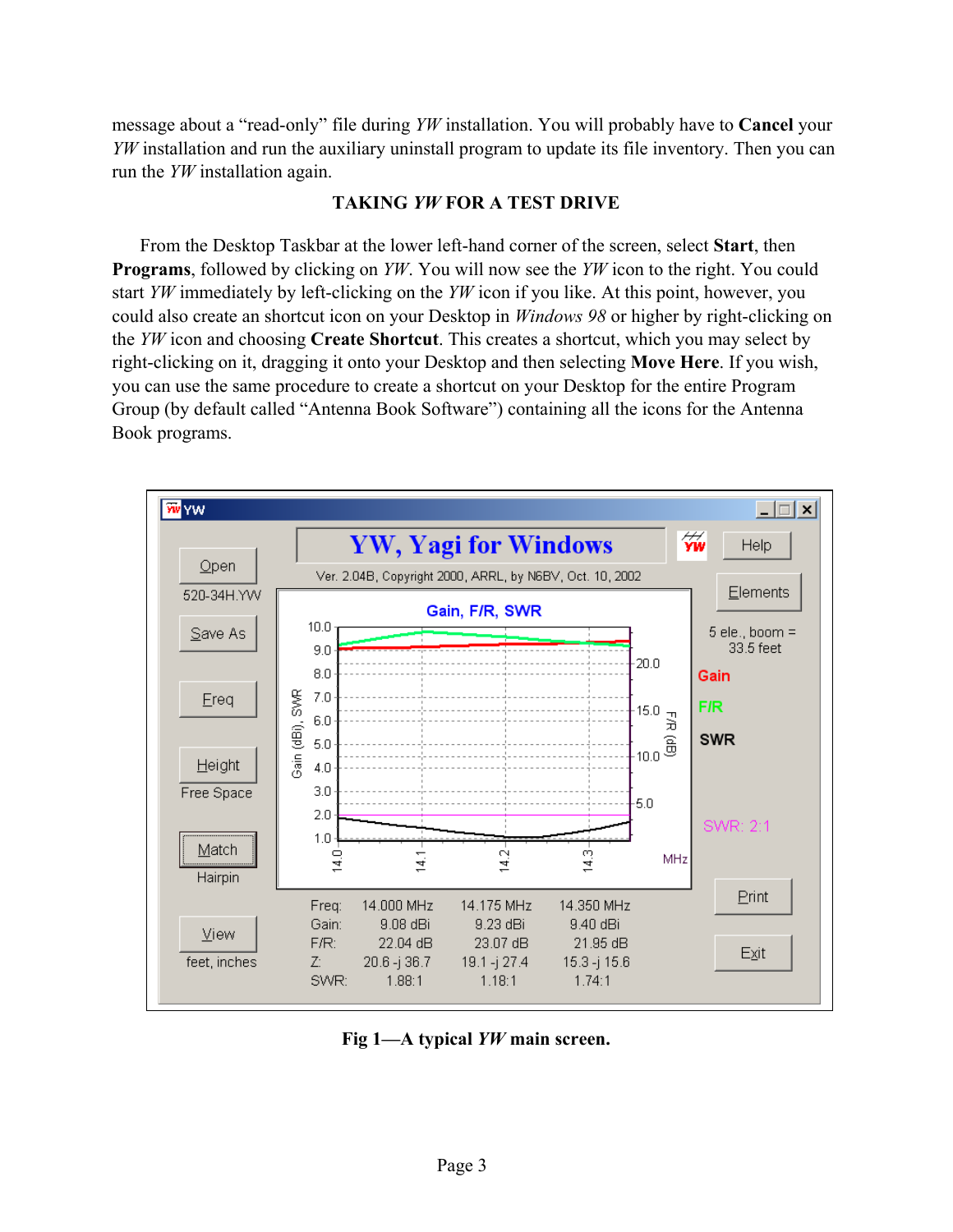message about a "read-only" file during *YW* installation. You will probably have to **Cancel** your *YW* installation and run the auxiliary uninstall program to update its file inventory. Then you can run the *YW* installation again.

## TAKING *YW* FOR A TEST DRIVE

From the Desktop Taskbar at the lower left-hand corner of the screen, select **Start**, then **Programs**, followed by clicking on *YW*. You will now see the *YW* icon to the right. You could start *YW* immediately by left-clicking on the *YW* icon if you like. At this point, however, you could also create an shortcut icon on your Desktop in *Windows 98* or higher by right-clicking on the *YW* icon and choosing **Create Shortcut**. This creates a shortcut, which you may select by right-clicking on it, dragging it onto your Desktop and then selecting **Move Here**. If you wish, you can use the same procedure to create a shortcut on your Desktop for the entire Program Group (by default called "Antenna Book Software") containing all the icons for the Antenna Book programs.

**Fig 1—A typical *YW* main screen.**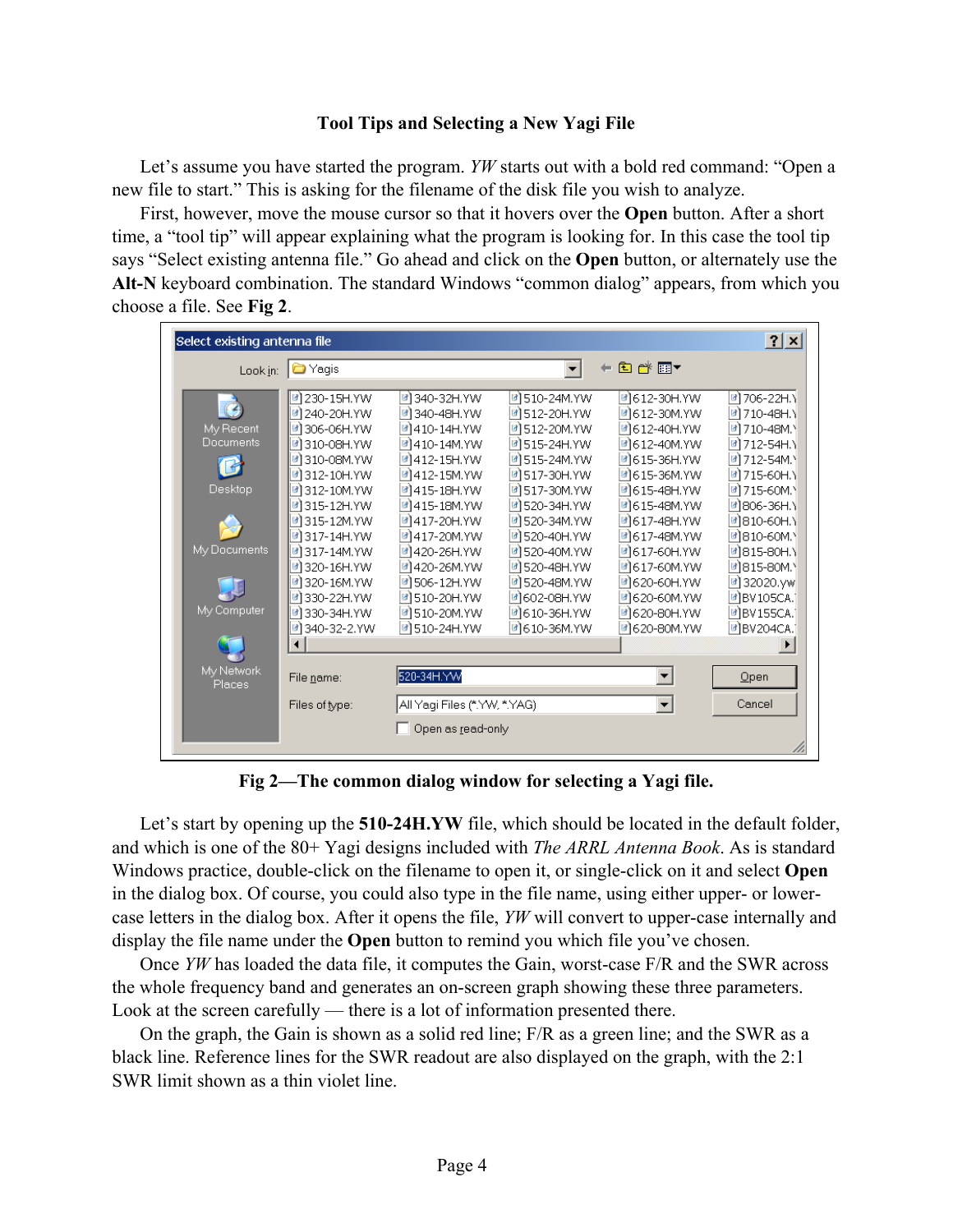### Tool Tips and Selecting a New Yagi File

Let's assume you have started the program. *YW* starts out with a bold red command: "Open a new file to start." This is asking for the filename of the disk file you wish to analyze.

First, however, move the mouse cursor so that it hovers over the **Open** button. After a short time, a "tool tip" will appear explaining what the program is looking for. In this case the tool tip says "Select existing antenna file." Go ahead and click on the **Open** button, or alternately use the **Alt-N** keyboard combination. The standard Windows "common dialog" appears, from which you choose a file. See **Fig 2**.

**Fig 2—The common dialog window for selecting a Yagi file.**

Let's start by opening up the **510-24H.YW** file, which should be located in the default folder, and which is one of the 80+ Yagi designs included with *The ARRL Antenna Book*. As is standard Windows practice, double-click on the filename to open it, or single-click on it and select **Open** in the dialog box. Of course, you could also type in the file name, using either upper- or lower-case letters in the dialog box. After it opens the file, *YW* will convert to upper-case internally and display the file name under the **Open** button to remind you which file you've chosen.

Once *YW* has loaded the data file, it computes the Gain, worst-case F/R and the SWR across the whole frequency band and generates an on-screen graph showing these three parameters. Look at the screen carefully — there is a lot of information presented there.

On the graph, the Gain is shown as a solid red line; F/R as a green line; and the SWR as a black line. Reference lines for the SWR readout are also displayed on the graph, with the 2:1 SWR limit shown as a thin violet line.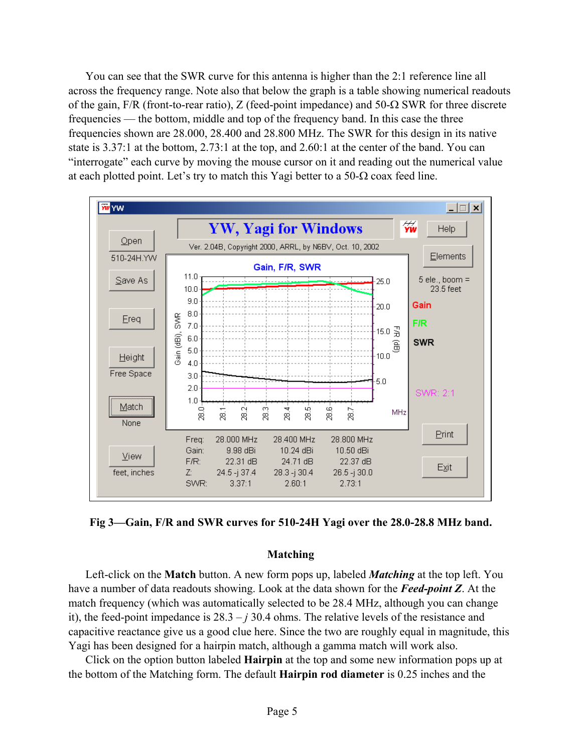You can see that the SWR curve for this antenna is higher than the 2:1 reference line all across the frequency range. Note also that below the graph is a table showing numerical readouts of the gain, F/R (front-to-rear ratio), Z (feed-point impedance) and 50-Ω SWR for three discrete frequencies — the bottom, middle and top of the frequency band. In this case the three frequencies shown are 28.000, 28.400 and 28.800 MHz. The SWR for this design in its native state is 3.37:1 at the bottom, 2.73:1 at the top, and 2.60:1 at the center of the band. You can "interrogate" each curve by moving the mouse cursor on it and reading out the numerical value at each plotted point. Let's try to match this Yagi better to a 50-Ω coax feed line.

**Fig 3—Gain, F/R and SWR curves for 510-24H Yagi over the 28.0-28.8 MHz band.**

### Matching

Left-click on the **Match** button. A new form pops up, labeled ***Matching*** at the top left. You have a number of data readouts showing. Look at the data shown for the ***Feed-point Z***. At the match frequency (which was automatically selected to be 28.4 MHz, although you can change it), the feed-point impedance is 28.3 – *j* 30.4 ohms. The relative levels of the resistance and capacitive reactance give us a good clue here. Since the two are roughly equal in magnitude, this Yagi has been designed for a hairpin match, although a gamma match will work also.

Click on the option button labeled **Hairpin** at the top and some new information pops up at the bottom of the Matching form. The default **Hairpin rod diameter** is 0.25 inches and the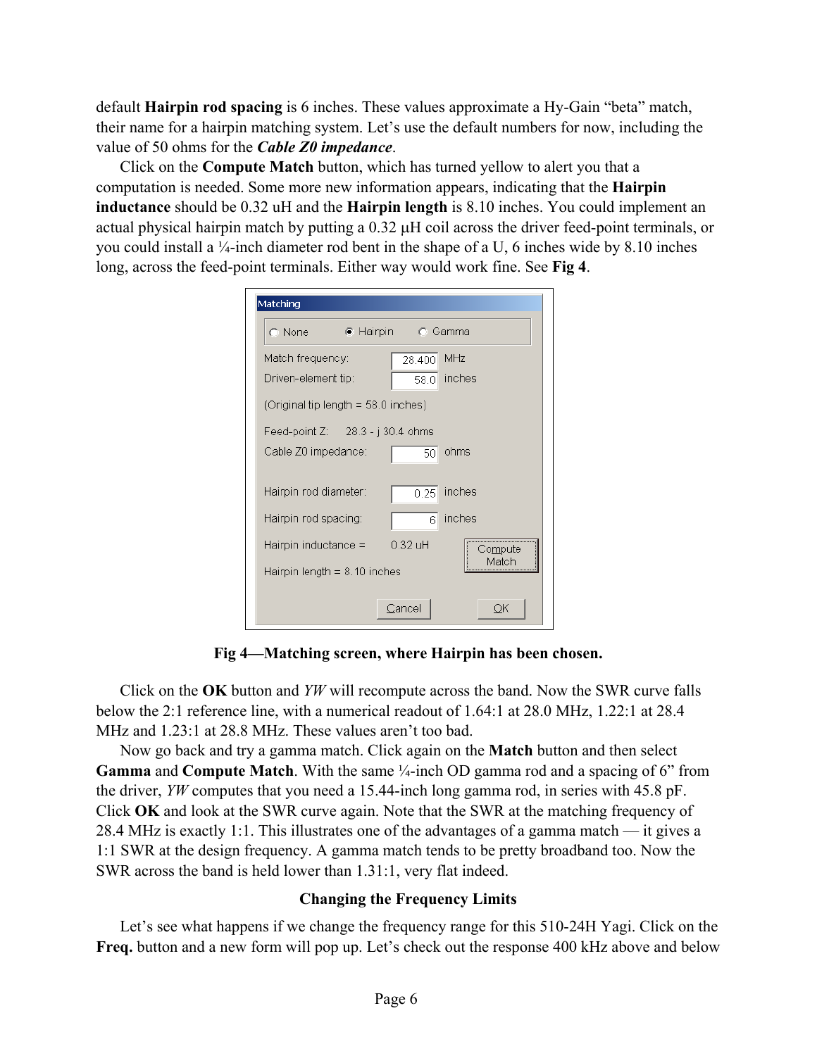default **Hairpin rod spacing** is 6 inches. These values approximate a Hy-Gain "beta" match, their name for a hairpin matching system. Let's use the default numbers for now, including the value of 50 ohms for the ***Cable Z0 impedance***.

Click on the **Compute Match** button, which has turned yellow to alert you that a computation is needed. Some more new information appears, indicating that the **Hairpin inductance** should be 0.32 uH and the **Hairpin length** is 8.10 inches. You could implement an actual physical hairpin match by putting a 0.32 µH coil across the driver feed-point terminals, or you could install a ¼-inch diameter rod bent in the shape of a U, 6 inches wide by 8.10 inches long, across the feed-point terminals. Either way would work fine. See **Fig 4**.

**Fig 4—Matching screen, where Hairpin has been chosen.**

Click on the **OK** button and *YW* will recompute across the band. Now the SWR curve falls below the 2:1 reference line, with a numerical readout of 1.64:1 at 28.0 MHz, 1.22:1 at 28.4 MHz and 1.23:1 at 28.8 MHz. These values aren't too bad.

Now go back and try a gamma match. Click again on the **Match** button and then select **Gamma** and **Compute Match**. With the same ¼-inch OD gamma rod and a spacing of 6" from the driver, *YW* computes that you need a 15.44-inch long gamma rod, in series with 45.8 pF. Click **OK** and look at the SWR curve again. Note that the SWR at the matching frequency of 28.4 MHz is exactly 1:1. This illustrates one of the advantages of a gamma match — it gives a 1:1 SWR at the design frequency. A gamma match tends to be pretty broadband too. Now the SWR across the band is held lower than 1.31:1, very flat indeed.

### Changing the Frequency Limits

Let's see what happens if we change the frequency range for this 510-24H Yagi. Click on the **Freq.** button and a new form will pop up. Let's check out the response 400 kHz above and below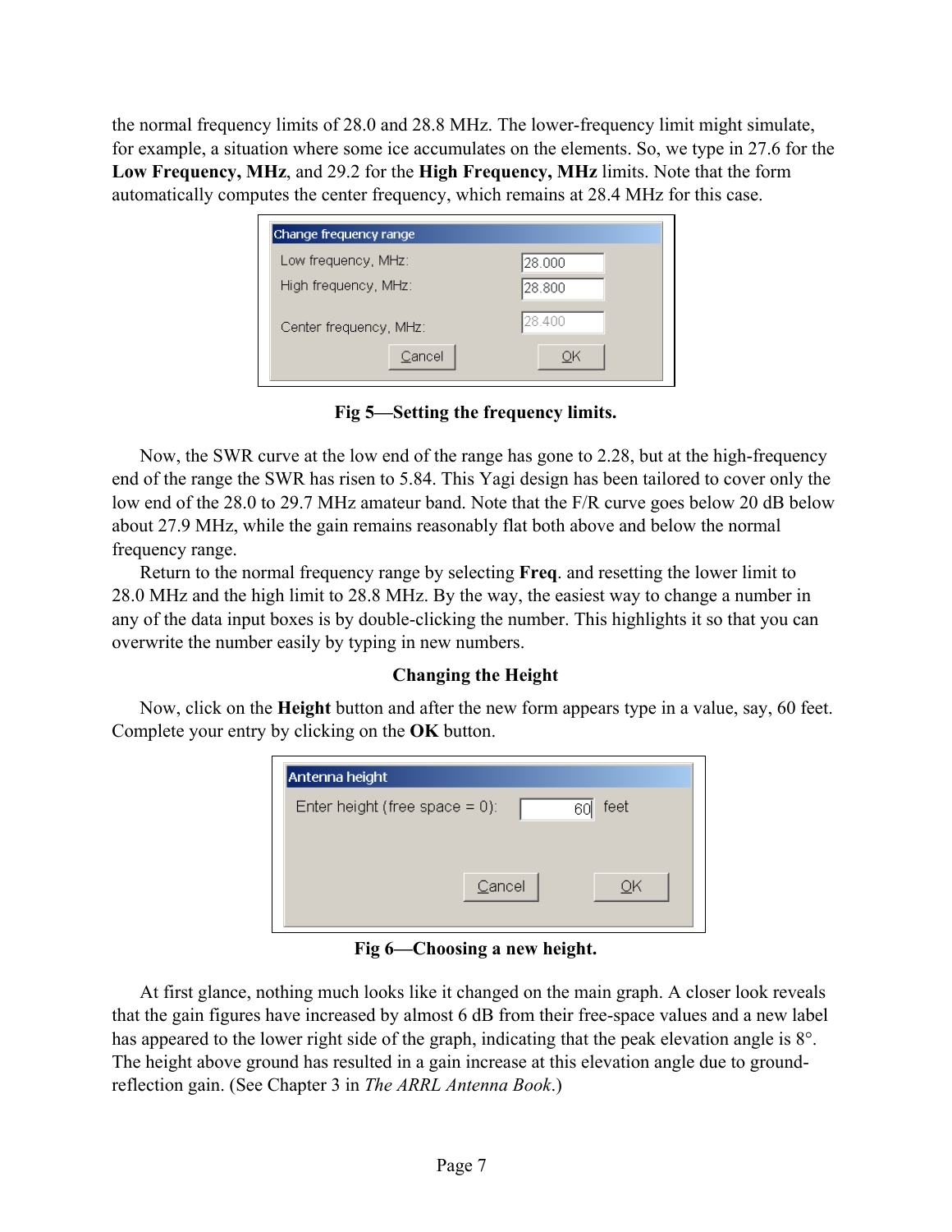the normal frequency limits of 28.0 and 28.8 MHz. The lower-frequency limit might simulate, for example, a situation where some ice accumulates on the elements. So, we type in 27.6 for the **Low Frequency, MHz**, and 29.2 for the **High Frequency, MHz** limits. Note that the form automatically computes the center frequency, which remains at 28.4 MHz for this case.

**Fig 5—Setting the frequency limits.**

Now, the SWR curve at the low end of the range has gone to 2.28, but at the high-frequency end of the range the SWR has risen to 5.84. This Yagi design has been tailored to cover only the low end of the 28.0 to 29.7 MHz amateur band. Note that the F/R curve goes below 20 dB below about 27.9 MHz, while the gain remains reasonably flat both above and below the normal frequency range.

Return to the normal frequency range by selecting **Freq**. and resetting the lower limit to 28.0 MHz and the high limit to 28.8 MHz. By the way, the easiest way to change a number in any of the data input boxes is by double-clicking the number. This highlights it so that you can overwrite the number easily by typing in new numbers.

### Changing the Height

Now, click on the **Height** button and after the new form appears type in a value, say, 60 feet. Complete your entry by clicking on the **OK** button.

**Fig 6—Choosing a new height.**

At first glance, nothing much looks like it changed on the main graph. A closer look reveals that the gain figures have increased by almost 6 dB from their free-space values and a new label has appeared to the lower right side of the graph, indicating that the peak elevation angle is 8°. The height above ground has resulted in a gain increase at this elevation angle due to ground-reflection gain. (See Chapter 3 in *The ARRL Antenna Book*.)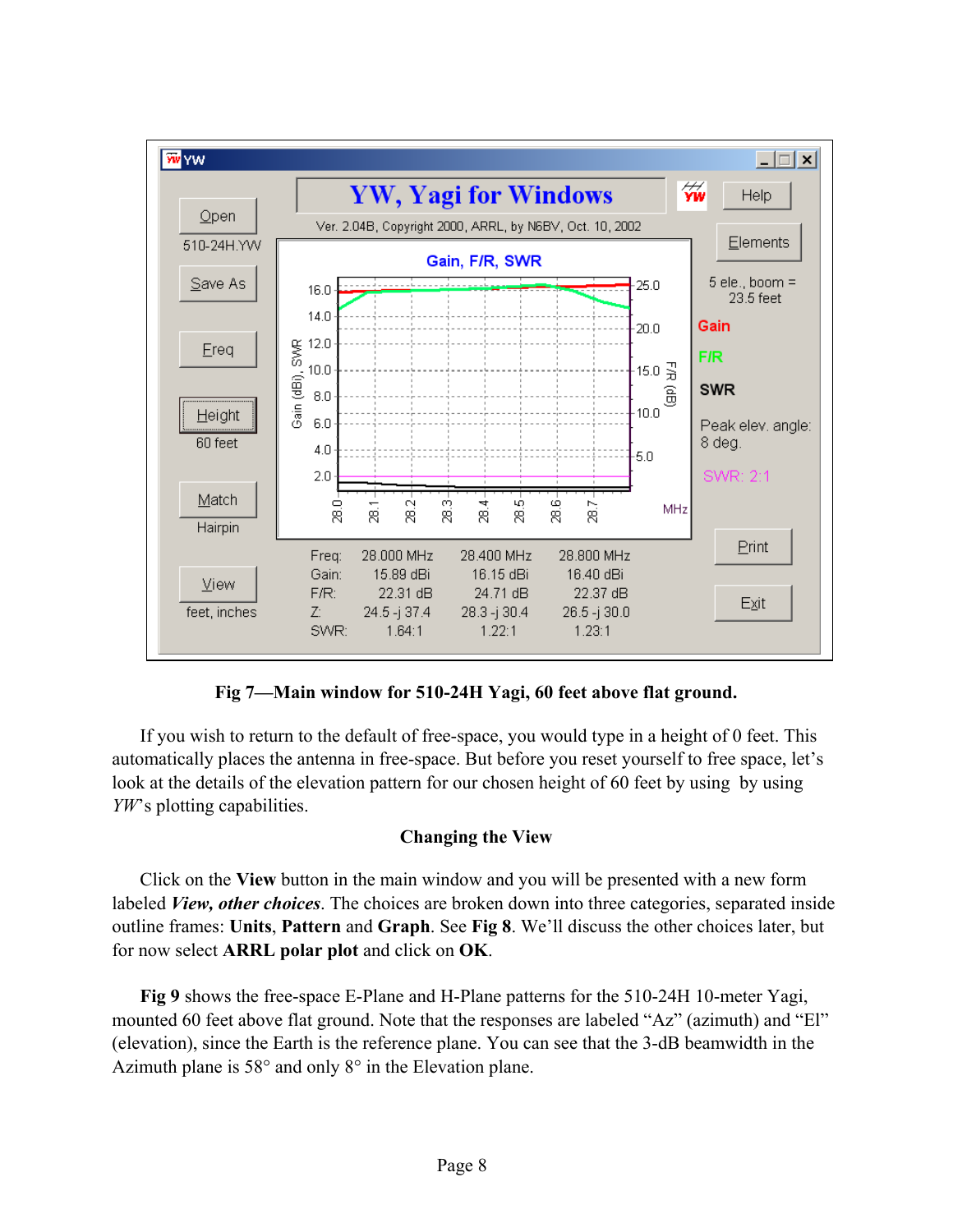**Fig 7—Main window for 510-24H Yagi, 60 feet above flat ground.**

If you wish to return to the default of free-space, you would type in a height of 0 feet. This automatically places the antenna in free-space. But before you reset yourself to free space, let's look at the details of the elevation pattern for our chosen height of 60 feet by using by using *YW*'s plotting capabilities.

### Changing the View

Click on the **View** button in the main window and you will be presented with a new form labeled ***View, other choices***. The choices are broken down into three categories, separated inside outline frames: **Units**, **Pattern** and **Graph**. See **Fig 8**. We'll discuss the other choices later, but for now select **ARRL polar plot** and click on **OK**.

**Fig 9** shows the free-space E-Plane and H-Plane patterns for the 510-24H 10-meter Yagi, mounted 60 feet above flat ground. Note that the responses are labeled "Az" (azimuth) and "El" (elevation), since the Earth is the reference plane. You can see that the 3-dB beamwidth in the Azimuth plane is 58° and only 8° in the Elevation plane.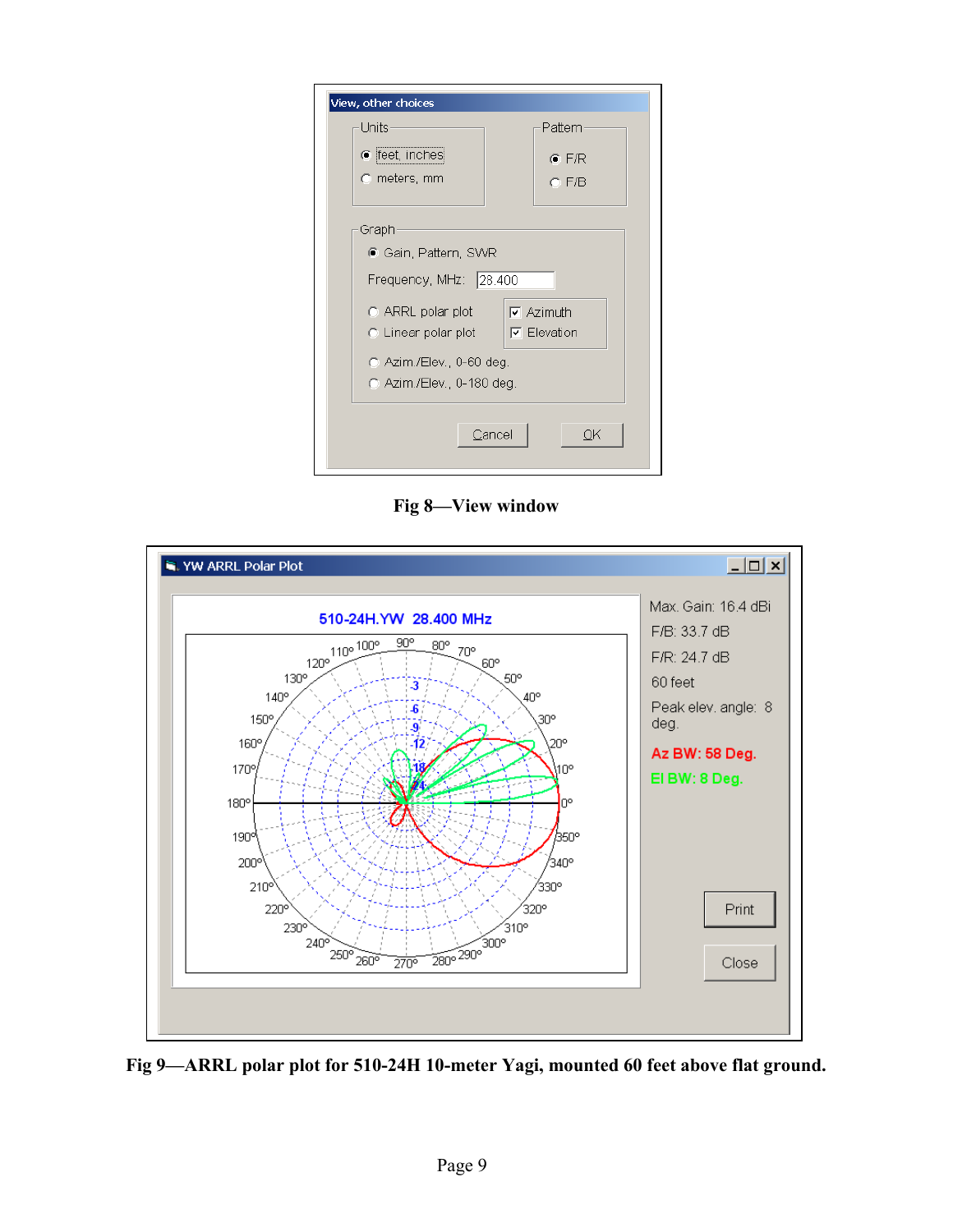Fig 8—View window

Fig 9—ARRL polar plot for 510-24H 10-meter Yagi, mounted 60 feet above flat ground.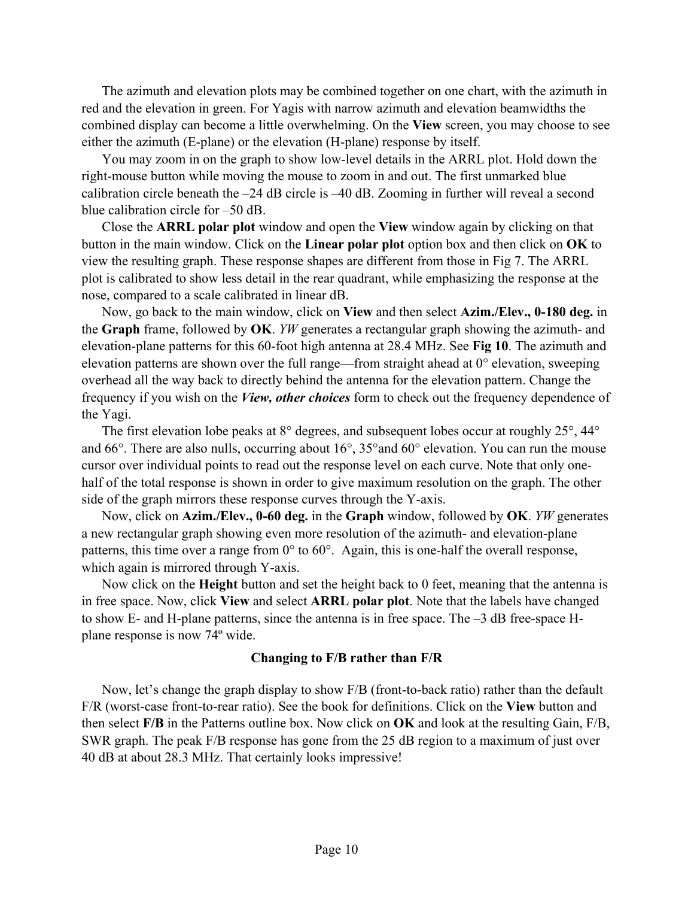The azimuth and elevation plots may be combined together on one chart, with the azimuth in red and the elevation in green. For Yagis with narrow azimuth and elevation beamwidths the combined display can become a little overwhelming. On the **View** screen, you may choose to see either the azimuth (E-plane) or the elevation (H-plane) response by itself.

You may zoom in on the graph to show low-level details in the ARRL plot. Hold down the right-mouse button while moving the mouse to zoom in and out. The first unmarked blue calibration circle beneath the –24 dB circle is –40 dB. Zooming in further will reveal a second blue calibration circle for –50 dB.

Close the **ARRL polar plot** window and open the **View** window again by clicking on that button in the main window. Click on the **Linear polar plot** option box and then click on **OK** to view the resulting graph. These response shapes are different from those in Fig 7. The ARRL plot is calibrated to show less detail in the rear quadrant, while emphasizing the response at the nose, compared to a scale calibrated in linear dB.

Now, go back to the main window, click on **View** and then select **Azim./Elev., 0-180 deg.** in the **Graph** frame, followed by **OK**. *YW* generates a rectangular graph showing the azimuth- and elevation-plane patterns for this 60-foot high antenna at 28.4 MHz. See **Fig 10**. The azimuth and elevation patterns are shown over the full range—from straight ahead at 0° elevation, sweeping overhead all the way back to directly behind the antenna for the elevation pattern. Change the frequency if you wish on the ***View, other choices*** form to check out the frequency dependence of the Yagi.

The first elevation lobe peaks at 8° degrees, and subsequent lobes occur at roughly 25°, 44° and 66°. There are also nulls, occurring about 16°, 35°and 60° elevation. You can run the mouse cursor over individual points to read out the response level on each curve. Note that only one-half of the total response is shown in order to give maximum resolution on the graph. The other side of the graph mirrors these response curves through the Y-axis.

Now, click on **Azim./Elev., 0-60 deg.** in the **Graph** window, followed by **OK**. *YW* generates a new rectangular graph showing even more resolution of the azimuth- and elevation-plane patterns, this time over a range from 0° to 60°. Again, this is one-half the overall response, which again is mirrored through Y-axis.

Now click on the **Height** button and set the height back to 0 feet, meaning that the antenna is in free space. Now, click **View** and select **ARRL polar plot**. Note that the labels have changed to show E- and H-plane patterns, since the antenna is in free space. The –3 dB free-space H-plane response is now 74º wide.

### Changing to F/B rather than F/R

Now, let's change the graph display to show F/B (front-to-back ratio) rather than the default F/R (worst-case front-to-rear ratio). See the book for definitions. Click on the **View** button and then select **F/B** in the Patterns outline box. Now click on **OK** and look at the resulting Gain, F/B, SWR graph. The peak F/B response has gone from the 25 dB region to a maximum of just over 40 dB at about 28.3 MHz. That certainly looks impressive!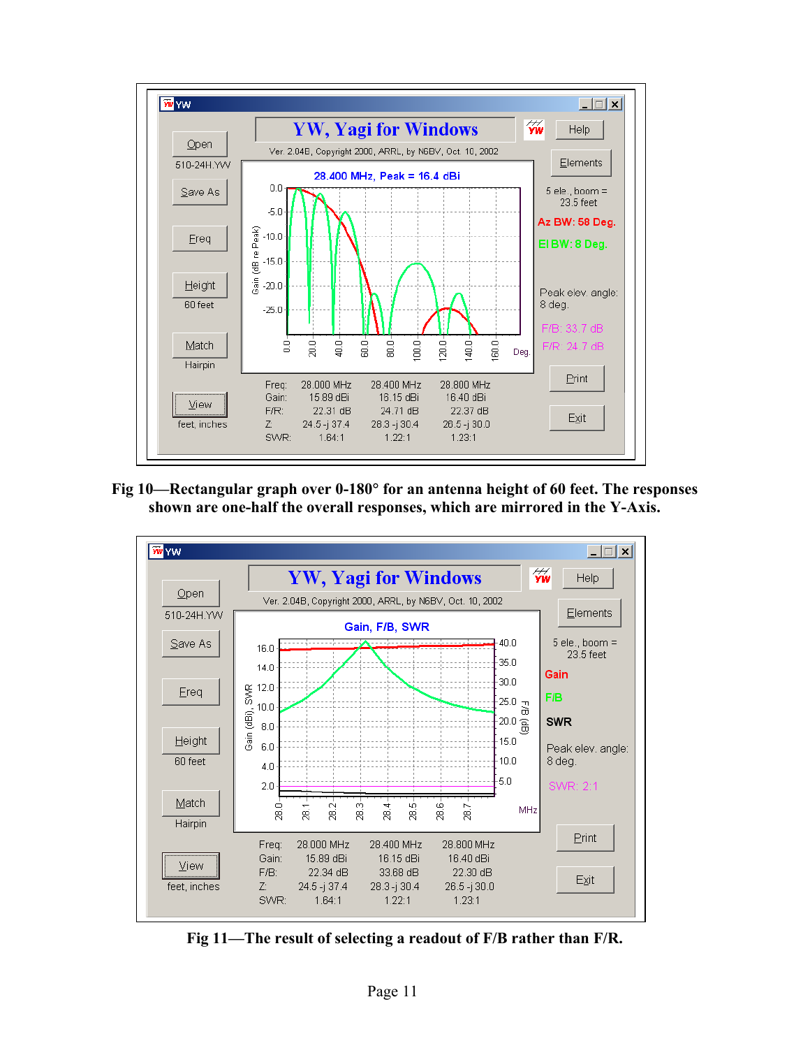YW, Yagi for Windows

Ver. 2.04B, Copyright 2000, ARRL, by N6BV, Oct. 10, 2002

28.400 MHz, Peak = 16.4 dBi

5 ele., boom = 23.5 feet

Az BW: 58 Deg.

El BW: 8 Deg.

Peak elev. angle: 8 deg.

F/B: 33.7 dB

F/R: 24.7 dB

| Freq: | 28.000 MHz | 28.400 MHz | 28.800 MHz |
|---|---|---|---|
| Gain: | 15.89 dBi | 16.15 dBi | 16.40 dBi |
| F/R: | 22.31 dB | 24.71 dB | 22.37 dB |
| Z: | 24.5 -j 37.4 | 28.3 -j 30.4 | 26.5 -j 30.0 |
| SWR: | 1.64:1 | 1.22:1 | 1.23:1 |

**Fig 10—Rectangular graph over 0-180° for an antenna height of 60 feet. The responses shown are one-half the overall responses, which are mirrored in the Y-Axis.**

YW, Yagi for Windows

Ver. 2.04B, Copyright 2000, ARRL, by N6BV, Oct. 10, 2002

Gain, F/B, SWR

5 ele., boom = 23.5 feet

Peak elev. angle: 8 deg.

SWR: 2:1

| Freq: | 28.000 MHz | 28.400 MHz | 28.800 MHz |
|---|---|---|---|
| Gain: | 15.89 dBi | 16.15 dBi | 16.40 dBi |
| F/B: | 22.34 dB | 33.68 dB | 22.30 dB |
| Z: | 24.5 -j 37.4 | 28.3 -j 30.4 | 26.5 -j 30.0 |
| SWR: | 1.64:1 | 1.22:1 | 1.23:1 |

**Fig 11—The result of selecting a readout of F/B rather than F/R.**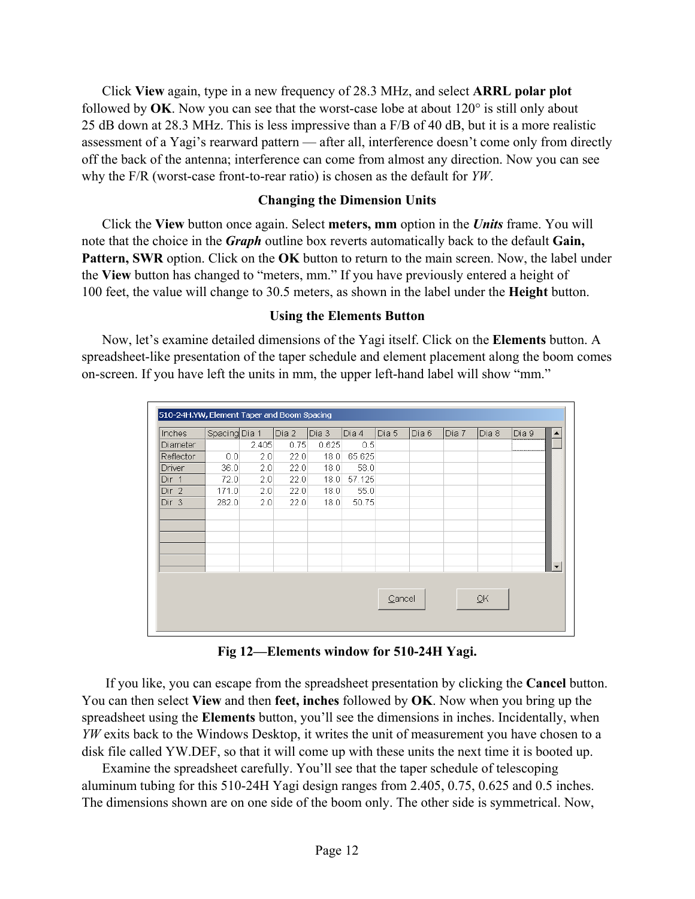Click **View** again, type in a new frequency of 28.3 MHz, and select **ARRL polar plot** followed by **OK**. Now you can see that the worst-case lobe at about 120° is still only about 25 dB down at 28.3 MHz. This is less impressive than a F/B of 40 dB, but it is a more realistic assessment of a Yagi's rearward pattern — after all, interference doesn't come only from directly off the back of the antenna; interference can come from almost any direction. Now you can see why the F/R (worst-case front-to-rear ratio) is chosen as the default for *YW*.

### Changing the Dimension Units

Click the **View** button once again. Select **meters, mm** option in the ***Units*** frame. You will note that the choice in the ***Graph*** outline box reverts automatically back to the default **Gain, Pattern, SWR** option. Click on the **OK** button to return to the main screen. Now, the label under the **View** button has changed to "meters, mm." If you have previously entered a height of 100 feet, the value will change to 30.5 meters, as shown in the label under the **Height** button.

### Using the Elements Button

Now, let's examine detailed dimensions of the Yagi itself. Click on the **Elements** button. A spreadsheet-like presentation of the taper schedule and element placement along the boom comes on-screen. If you have left the units in mm, the upper left-hand label will show "mm."

510-24H.YW, Element Taper and Boom Spacing

| Inches | Spacing | Dia 1 | Dia 2 | Dia 3 | Dia 4 | Dia 5 | Dia 6 | Dia 7 | Dia 8 | Dia 9 |
|---|---|---|---|---|---|---|---|---|---|---|
| Diameter | | 2.405 | 0.75 | 0.625 | 0.5 | | | | | |
| Reflector | 0.0 | 2.0 | 22.0 | 18.0 | 65.625 | | | | | |
| Driver | 36.0 | 2.0 | 22.0 | 18.0 | 58.0 | | | | | |
| Dir 1 | 72.0 | 2.0 | 22.0 | 18.0 | 57.125 | | | | | |
| Dir 2 | 171.0 | 2.0 | 22.0 | 18.0 | 55.0 | | | | | |
| Dir 3 | 282.0 | 2.0 | 22.0 | 18.0 | 50.75 | | | | | |

Cancel OK

**Fig 12—Elements window for 510-24H Yagi.**

If you like, you can escape from the spreadsheet presentation by clicking the **Cancel** button. You can then select **View** and then **feet, inches** followed by **OK**. Now when you bring up the spreadsheet using the **Elements** button, you'll see the dimensions in inches. Incidentally, when *YW* exits back to the Windows Desktop, it writes the unit of measurement you have chosen to a disk file called YW.DEF, so that it will come up with these units the next time it is booted up.

Examine the spreadsheet carefully. You'll see that the taper schedule of telescoping aluminum tubing for this 510-24H Yagi design ranges from 2.405, 0.75, 0.625 and 0.5 inches. The dimensions shown are on one side of the boom only. The other side is symmetrical. Now,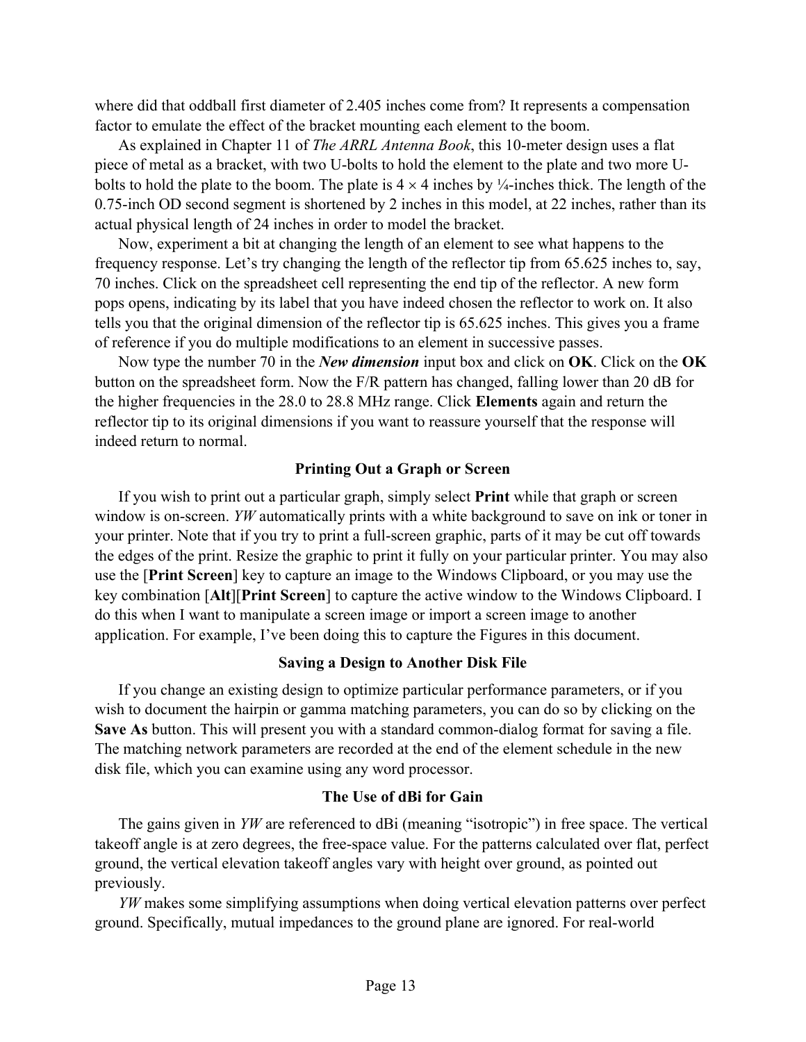where did that oddball first diameter of 2.405 inches come from? It represents a compensation factor to emulate the effect of the bracket mounting each element to the boom.

As explained in Chapter 11 of *The ARRL Antenna Book*, this 10-meter design uses a flat piece of metal as a bracket, with two U-bolts to hold the element to the plate and two more U-bolts to hold the plate to the boom. The plate is 4 × 4 inches by ¼-inches thick. The length of the 0.75-inch OD second segment is shortened by 2 inches in this model, at 22 inches, rather than its actual physical length of 24 inches in order to model the bracket.

Now, experiment a bit at changing the length of an element to see what happens to the frequency response. Let's try changing the length of the reflector tip from 65.625 inches to, say, 70 inches. Click on the spreadsheet cell representing the end tip of the reflector. A new form pops opens, indicating by its label that you have indeed chosen the reflector to work on. It also tells you that the original dimension of the reflector tip is 65.625 inches. This gives you a frame of reference if you do multiple modifications to an element in successive passes.

Now type the number 70 in the ***New dimension*** input box and click on **OK**. Click on the **OK** button on the spreadsheet form. Now the F/R pattern has changed, falling lower than 20 dB for the higher frequencies in the 28.0 to 28.8 MHz range. Click **Elements** again and return the reflector tip to its original dimensions if you want to reassure yourself that the response will indeed return to normal.

### Printing Out a Graph or Screen

If you wish to print out a particular graph, simply select **Print** while that graph or screen window is on-screen. *YW* automatically prints with a white background to save on ink or toner in your printer. Note that if you try to print a full-screen graphic, parts of it may be cut off towards the edges of the print. Resize the graphic to print it fully on your particular printer. You may also use the [**Print Screen**] key to capture an image to the Windows Clipboard, or you may use the key combination [**Alt**][**Print Screen**] to capture the active window to the Windows Clipboard. I do this when I want to manipulate a screen image or import a screen image to another application. For example, I've been doing this to capture the Figures in this document.

### Saving a Design to Another Disk File

If you change an existing design to optimize particular performance parameters, or if you wish to document the hairpin or gamma matching parameters, you can do so by clicking on the **Save As** button. This will present you with a standard common-dialog format for saving a file. The matching network parameters are recorded at the end of the element schedule in the new disk file, which you can examine using any word processor.

### The Use of dBi for Gain

The gains given in *YW* are referenced to dBi (meaning "isotropic") in free space. The vertical takeoff angle is at zero degrees, the free-space value. For the patterns calculated over flat, perfect ground, the vertical elevation takeoff angles vary with height over ground, as pointed out previously.

*YW* makes some simplifying assumptions when doing vertical elevation patterns over perfect ground. Specifically, mutual impedances to the ground plane are ignored. For real-world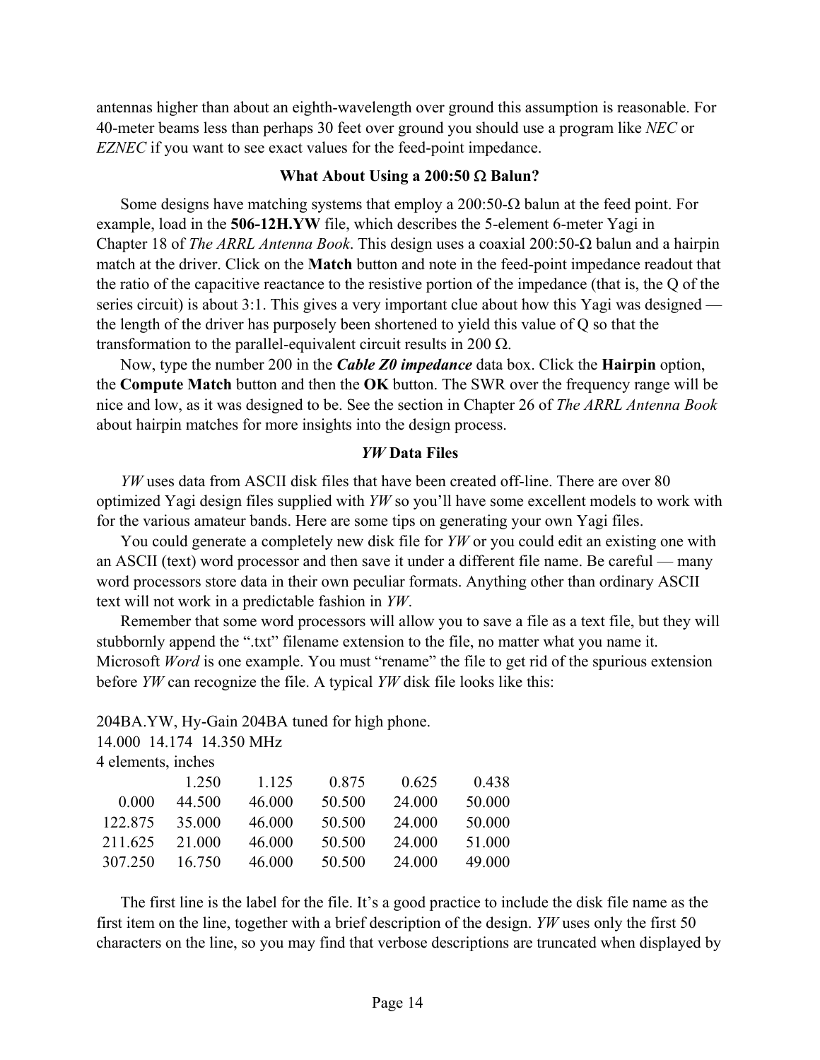antennas higher than about an eighth-wavelength over ground this assumption is reasonable. For 40-meter beams less than perhaps 30 feet over ground you should use a program like *NEC* or *EZNEC* if you want to see exact values for the feed-point impedance.

### What About Using a 200:50 Ω Balun?

Some designs have matching systems that employ a 200:50-Ω balun at the feed point. For example, load in the **506-12H.YW** file, which describes the 5-element 6-meter Yagi in Chapter 18 of *The ARRL Antenna Book*. This design uses a coaxial 200:50-Ω balun and a hairpin match at the driver. Click on the **Match** button and note in the feed-point impedance readout that the ratio of the capacitive reactance to the resistive portion of the impedance (that is, the Q of the series circuit) is about 3:1. This gives a very important clue about how this Yagi was designed — the length of the driver has purposely been shortened to yield this value of Q so that the transformation to the parallel-equivalent circuit results in 200 Ω.

Now, type the number 200 in the ***Cable Z0 impedance*** data box. Click the **Hairpin** option, the **Compute Match** button and then the **OK** button. The SWR over the frequency range will be nice and low, as it was designed to be. See the section in Chapter 26 of *The ARRL Antenna Book* about hairpin matches for more insights into the design process.

### *YW* Data Files

*YW* uses data from ASCII disk files that have been created off-line. There are over 80 optimized Yagi design files supplied with *YW* so you'll have some excellent models to work with for the various amateur bands. Here are some tips on generating your own Yagi files.

You could generate a completely new disk file for *YW* or you could edit an existing one with an ASCII (text) word processor and then save it under a different file name. Be careful — many word processors store data in their own peculiar formats. Anything other than ordinary ASCII text will not work in a predictable fashion in *YW*.

Remember that some word processors will allow you to save a file as a text file, but they will stubbornly append the ".txt" filename extension to the file, no matter what you name it. Microsoft *Word* is one example. You must "rename" the file to get rid of the spurious extension before *YW* can recognize the file. A typical *YW* disk file looks like this:

```
204BA.YW, Hy-Gain 204BA tuned for high phone.
14.000  14.174  14.350 MHz
4 elements, inches
             1.250     1.125     0.875     0.625     0.438
   0.000    44.500    46.000    50.500    24.000    50.000
 122.875    35.000    46.000    50.500    24.000    50.000
 211.625    21.000    46.000    50.500    24.000    51.000
 307.250    16.750    46.000    50.500    24.000    49.000
```

The first line is the label for the file. It's a good practice to include the disk file name as the first item on the line, together with a brief description of the design. *YW* uses only the first 50 characters on the line, so you may find that verbose descriptions are truncated when displayed by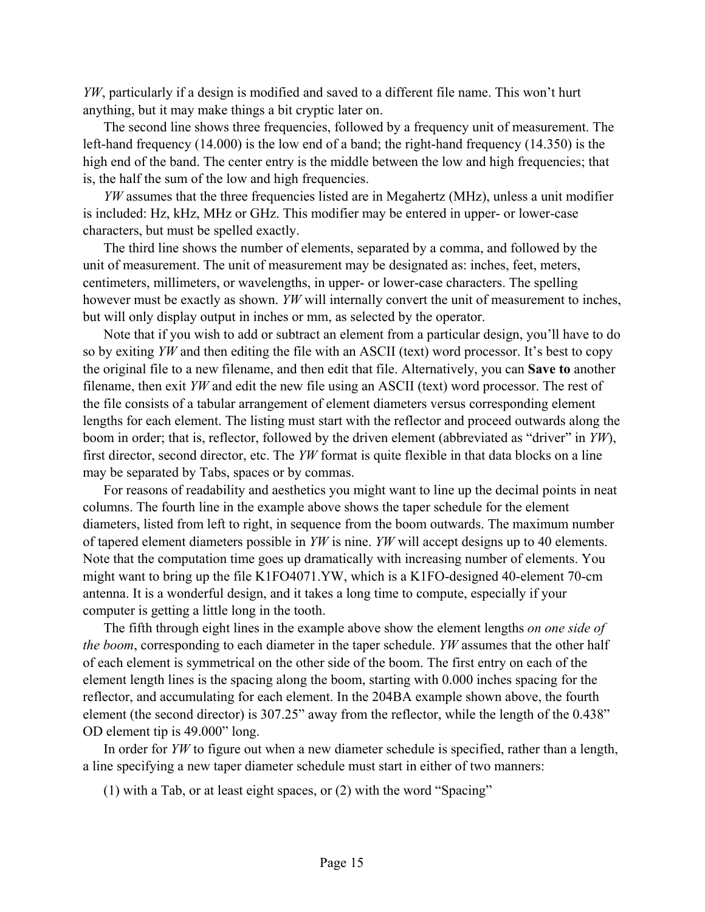*YW*, particularly if a design is modified and saved to a different file name. This won't hurt anything, but it may make things a bit cryptic later on.

The second line shows three frequencies, followed by a frequency unit of measurement. The left-hand frequency (14.000) is the low end of a band; the right-hand frequency (14.350) is the high end of the band. The center entry is the middle between the low and high frequencies; that is, the half the sum of the low and high frequencies.

*YW* assumes that the three frequencies listed are in Megahertz (MHz), unless a unit modifier is included: Hz, kHz, MHz or GHz. This modifier may be entered in upper- or lower-case characters, but must be spelled exactly.

The third line shows the number of elements, separated by a comma, and followed by the unit of measurement. The unit of measurement may be designated as: inches, feet, meters, centimeters, millimeters, or wavelengths, in upper- or lower-case characters. The spelling however must be exactly as shown. *YW* will internally convert the unit of measurement to inches, but will only display output in inches or mm, as selected by the operator.

Note that if you wish to add or subtract an element from a particular design, you'll have to do so by exiting *YW* and then editing the file with an ASCII (text) word processor. It's best to copy the original file to a new filename, and then edit that file. Alternatively, you can **Save to** another filename, then exit *YW* and edit the new file using an ASCII (text) word processor. The rest of the file consists of a tabular arrangement of element diameters versus corresponding element lengths for each element. The listing must start with the reflector and proceed outwards along the boom in order; that is, reflector, followed by the driven element (abbreviated as "driver" in *YW*), first director, second director, etc. The *YW* format is quite flexible in that data blocks on a line may be separated by Tabs, spaces or by commas.

For reasons of readability and aesthetics you might want to line up the decimal points in neat columns. The fourth line in the example above shows the taper schedule for the element diameters, listed from left to right, in sequence from the boom outwards. The maximum number of tapered element diameters possible in *YW* is nine. *YW* will accept designs up to 40 elements. Note that the computation time goes up dramatically with increasing number of elements. You might want to bring up the file K1FO4071.YW, which is a K1FO-designed 40-element 70-cm antenna. It is a wonderful design, and it takes a long time to compute, especially if your computer is getting a little long in the tooth.

The fifth through eight lines in the example above show the element lengths *on one side of the boom*, corresponding to each diameter in the taper schedule. *YW* assumes that the other half of each element is symmetrical on the other side of the boom. The first entry on each of the element length lines is the spacing along the boom, starting with 0.000 inches spacing for the reflector, and accumulating for each element. In the 204BA example shown above, the fourth element (the second director) is 307.25" away from the reflector, while the length of the 0.438" OD element tip is 49.000" long.

In order for *YW* to figure out when a new diameter schedule is specified, rather than a length, a line specifying a new taper diameter schedule must start in either of two manners:

(1) with a Tab, or at least eight spaces, or (2) with the word "Spacing"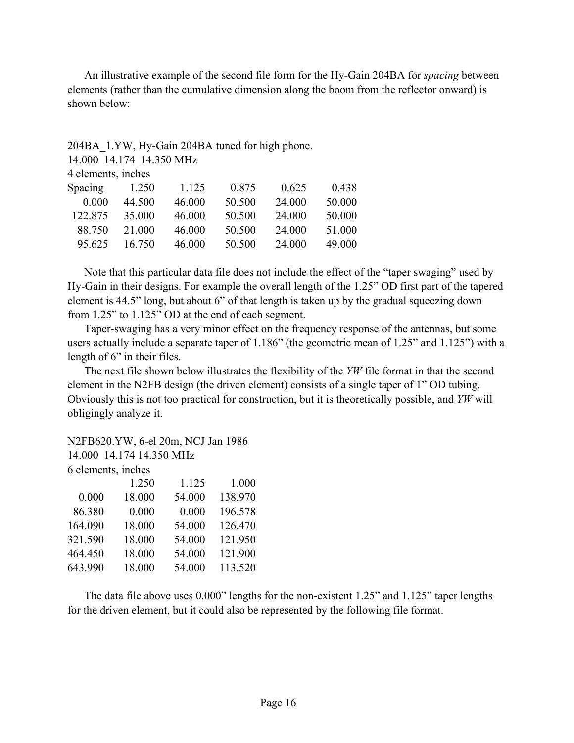An illustrative example of the second file form for the Hy-Gain 204BA for *spacing* between elements (rather than the cumulative dimension along the boom from the reflector onward) is shown below:

```
204BA_1.YW, Hy-Gain 204BA tuned for high phone.
14.000  14.174  14.350 MHz
4 elements, inches
Spacing     1.250    1.125    0.875    0.625    0.438
  0.000    44.500   46.000   50.500   24.000   50.000
122.875    35.000   46.000   50.500   24.000   50.000
 88.750    21.000   46.000   50.500   24.000   51.000
 95.625    16.750   46.000   50.500   24.000   49.000
```

Note that this particular data file does not include the effect of the "taper swaging" used by Hy-Gain in their designs. For example the overall length of the 1.25" OD first part of the tapered element is 44.5" long, but about 6" of that length is taken up by the gradual squeezing down from 1.25" to 1.125" OD at the end of each segment.

Taper-swaging has a very minor effect on the frequency response of the antennas, but some users actually include a separate taper of 1.186" (the geometric mean of 1.25" and 1.125") with a length of 6" in their files.

The next file shown below illustrates the flexibility of the *YW* file format in that the second element in the N2FB design (the driven element) consists of a single taper of 1" OD tubing. Obviously this is not too practical for construction, but it is theoretically possible, and *YW* will obligingly analyze it.

```
N2FB620.YW, 6-el 20m, NCJ Jan 1986
14.000  14.174 14.350 MHz
6 elements, inches
            1.250    1.125     1.000
  0.000    18.000   54.000   138.970
 86.380     0.000    0.000   196.578
164.090    18.000   54.000   126.470
321.590    18.000   54.000   121.950
464.450    18.000   54.000   121.900
643.990    18.000   54.000   113.520
```

The data file above uses 0.000" lengths for the non-existent 1.25" and 1.125" taper lengths for the driven element, but it could also be represented by the following file format.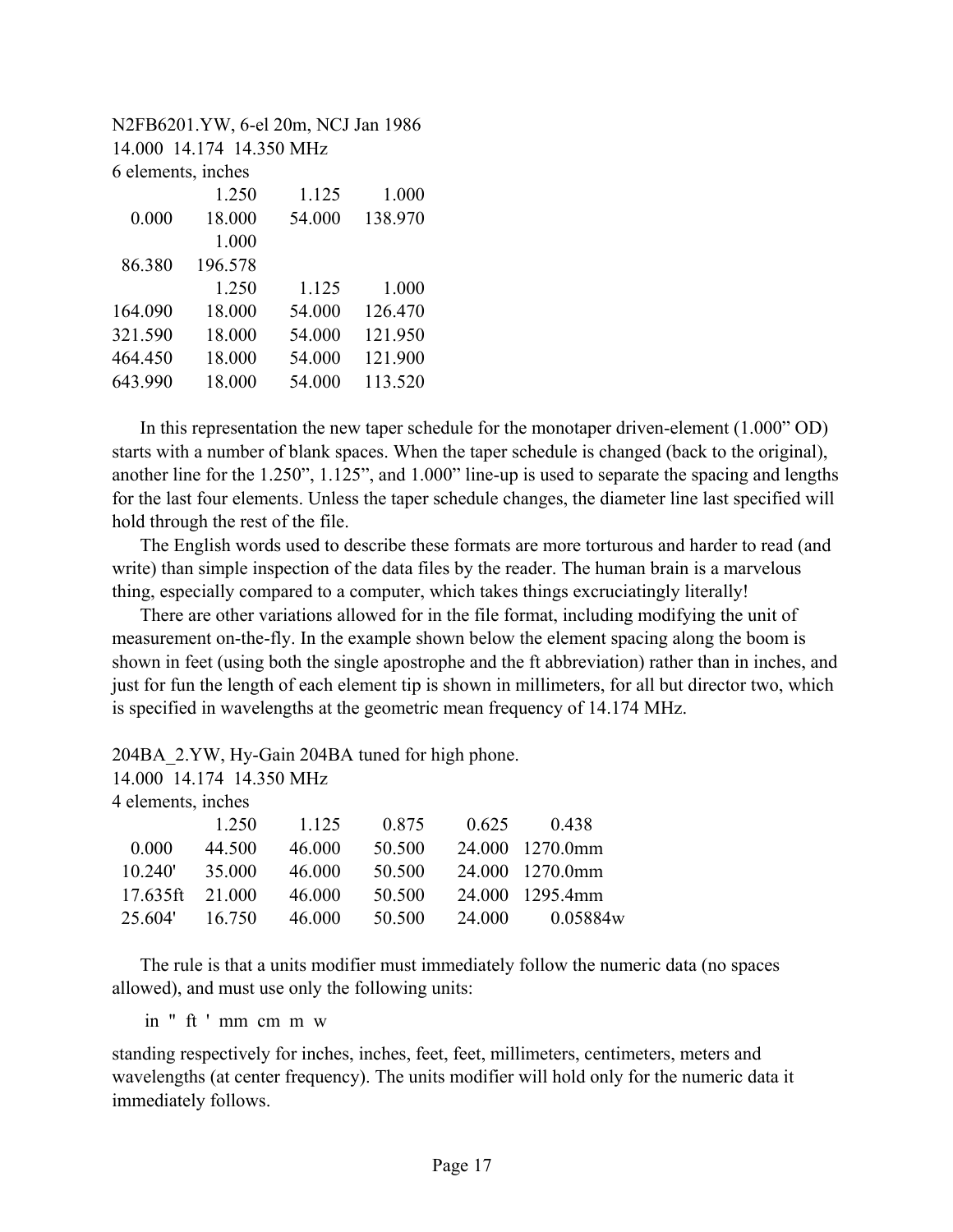```
N2FB6201.YW, 6-el 20m, NCJ Jan 1986
14.000  14.174  14.350 MHz
6 elements, inches
              1.250      1.125      1.000
   0.000     18.000     54.000    138.970
              1.000
  86.380    196.578
              1.250      1.125      1.000
164.090      18.000     54.000    126.470
321.590      18.000     54.000    121.950
464.450      18.000     54.000    121.900
643.990      18.000     54.000    113.520
```

In this representation the new taper schedule for the monotaper driven-element (1.000" OD) starts with a number of blank spaces. When the taper schedule is changed (back to the original), another line for the 1.250", 1.125", and 1.000" line-up is used to separate the spacing and lengths for the last four elements. Unless the taper schedule changes, the diameter line last specified will hold through the rest of the file.

The English words used to describe these formats are more torturous and harder to read (and write) than simple inspection of the data files by the reader. The human brain is a marvelous thing, especially compared to a computer, which takes things excruciatingly literally!

There are other variations allowed for in the file format, including modifying the unit of measurement on-the-fly. In the example shown below the element spacing along the boom is shown in feet (using both the single apostrophe and the ft abbreviation) rather than in inches, and just for fun the length of each element tip is shown in millimeters, for all but director two, which is specified in wavelengths at the geometric mean frequency of 14.174 MHz.

```
204BA_2.YW, Hy-Gain 204BA tuned for high phone.
14.000  14.174  14.350 MHz
4 elements, inches
              1.250      1.125      0.875      0.625       0.438
   0.000     44.500     46.000     50.500     24.000  1270.0mm
  10.240'    35.000     46.000     50.500     24.000  1270.0mm
  17.635ft   21.000     46.000     50.500     24.000  1295.4mm
  25.604'    16.750     46.000     50.500     24.000      0.05884w
```

The rule is that a units modifier must immediately follow the numeric data (no spaces allowed), and must use only the following units:

    in  "  ft  '  mm  cm  m  w

standing respectively for inches, inches, feet, feet, millimeters, centimeters, meters and wavelengths (at center frequency). The units modifier will hold only for the numeric data it immediately follows.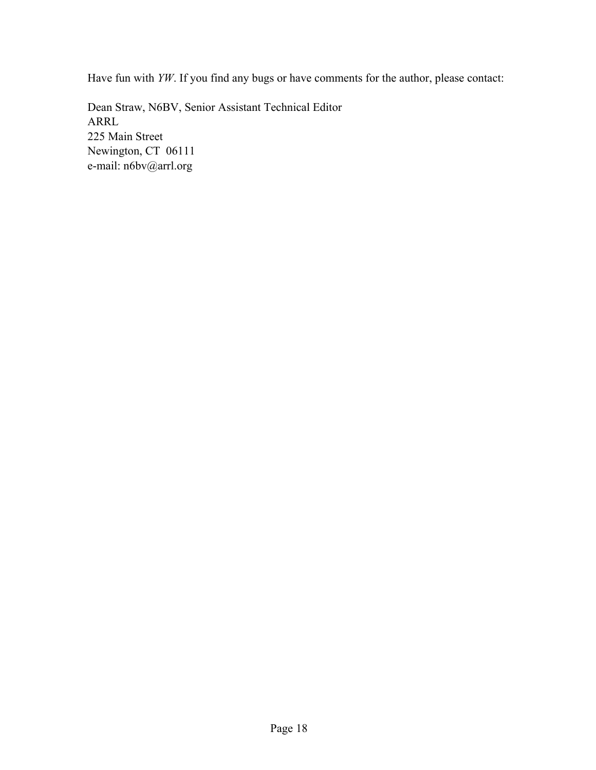Have fun with *YW*. If you find any bugs or have comments for the author, please contact:

Dean Straw, N6BV, Senior Assistant Technical Editor
ARRL
225 Main Street
Newington, CT  06111
e-mail: n6bv@arrl.org